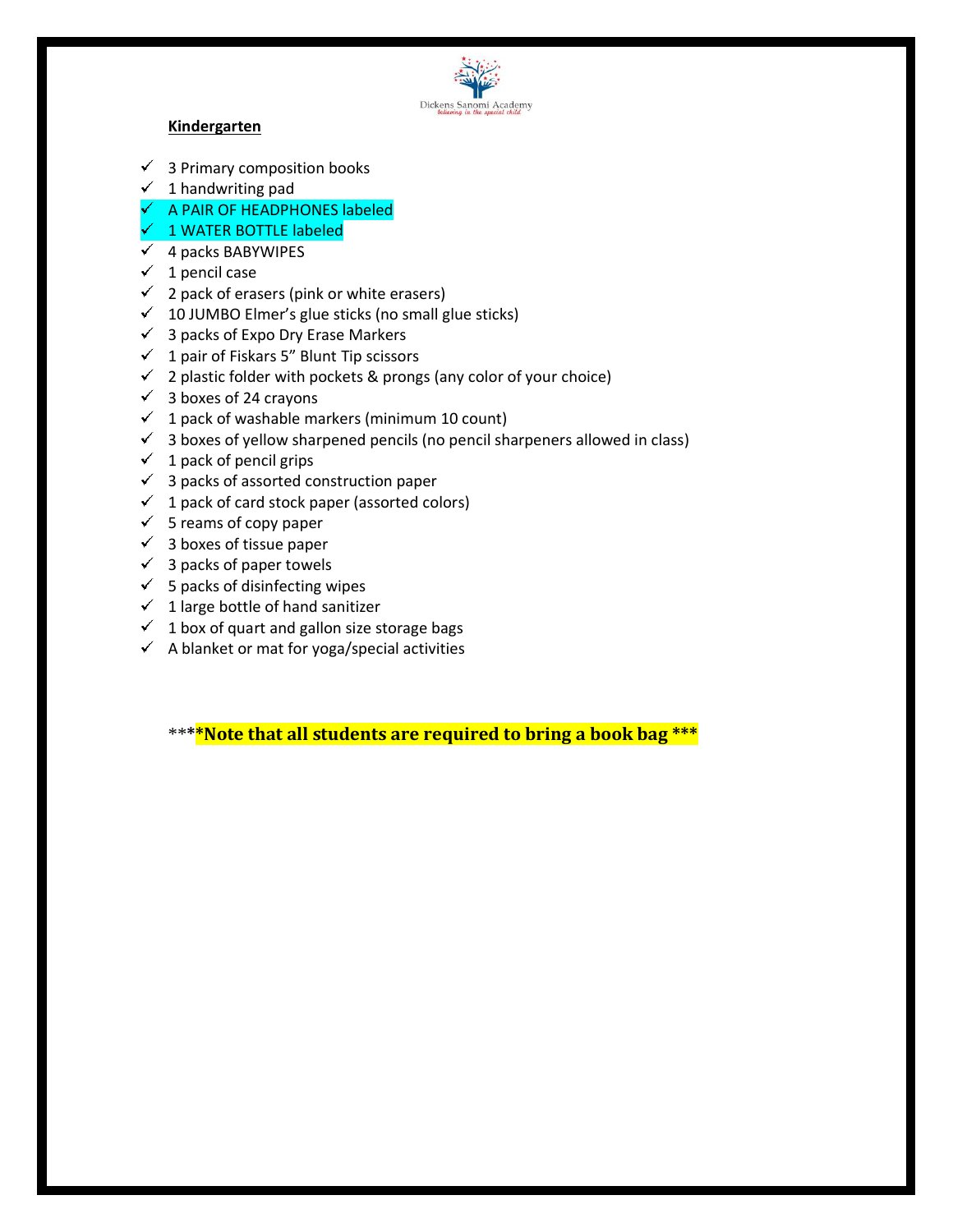Dickens Sanomi Academy
*believing in the special child*

**Kindergarten**

- ✓ 3 Primary composition books
- ✓ 1 handwriting pad
- ✓ A PAIR OF HEADPHONES labeled
- ✓ 1 WATER BOTTLE labeled
- ✓ 4 packs BABYWIPES
- ✓ 1 pencil case
- ✓ 2 pack of erasers (pink or white erasers)
- ✓ 10 JUMBO Elmer's glue sticks (no small glue sticks)
- ✓ 3 packs of Expo Dry Erase Markers
- ✓ 1 pair of Fiskars 5" Blunt Tip scissors
- ✓ 2 plastic folder with pockets & prongs (any color of your choice)
- ✓ 3 boxes of 24 crayons
- ✓ 1 pack of washable markers (minimum 10 count)
- ✓ 3 boxes of yellow sharpened pencils (no pencil sharpeners allowed in class)
- ✓ 1 pack of pencil grips
- ✓ 3 packs of assorted construction paper
- ✓ 1 pack of card stock paper (assorted colors)
- ✓ 5 reams of copy paper
- ✓ 3 boxes of tissue paper
- ✓ 3 packs of paper towels
- ✓ 5 packs of disinfecting wipes
- ✓ 1 large bottle of hand sanitizer
- ✓ 1 box of quart and gallon size storage bags
- ✓ A blanket or mat for yoga/special activities

*****Note that all students are required to bring a book bag *****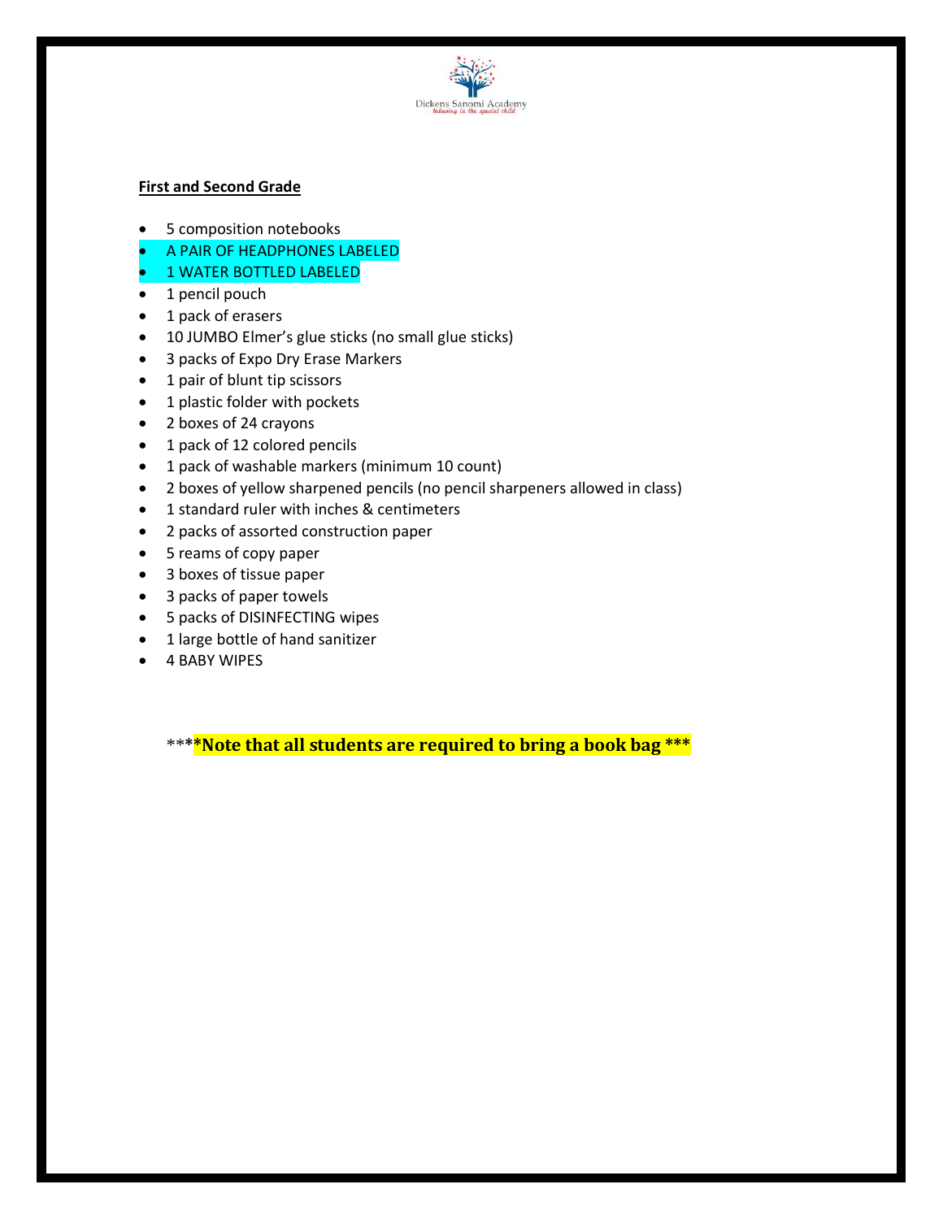Dickens Sanomi Academy
*believing in the special child*

**First and Second Grade**

- 5 composition notebooks
- A PAIR OF HEADPHONES LABELED
- 1 WATER BOTTLED LABELED
- 1 pencil pouch
- 1 pack of erasers
- 10 JUMBO Elmer's glue sticks (no small glue sticks)
- 3 packs of Expo Dry Erase Markers
- 1 pair of blunt tip scissors
- 1 plastic folder with pockets
- 2 boxes of 24 crayons
- 1 pack of 12 colored pencils
- 1 pack of washable markers (minimum 10 count)
- 2 boxes of yellow sharpened pencils (no pencil sharpeners allowed in class)
- 1 standard ruler with inches & centimeters
- 2 packs of assorted construction paper
- 5 reams of copy paper
- 3 boxes of tissue paper
- 3 packs of paper towels
- 5 packs of DISINFECTING wipes
- 1 large bottle of hand sanitizer
- 4 BABY WIPES

*****Note that all students are required to bring a book bag *****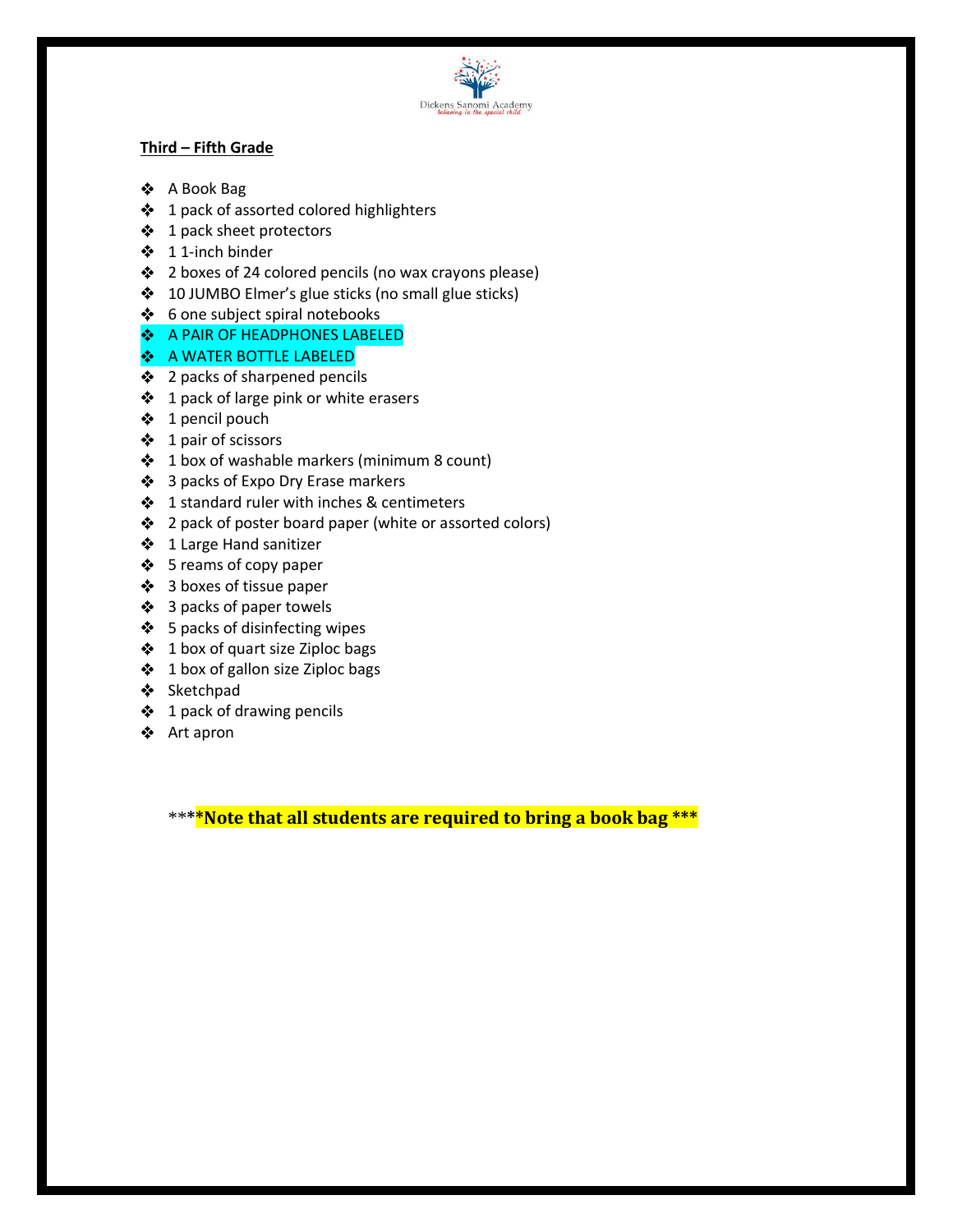Dickens Sanomi Academy
*believing in the special child*

**Third – Fifth Grade**

- A Book Bag
- 1 pack of assorted colored highlighters
- 1 pack sheet protectors
- 1 1-inch binder
- 2 boxes of 24 colored pencils (no wax crayons please)
- 10 JUMBO Elmer's glue sticks (no small glue sticks)
- 6 one subject spiral notebooks
- A PAIR OF HEADPHONES LABELED
- A WATER BOTTLE LABELED
- 2 packs of sharpened pencils
- 1 pack of large pink or white erasers
- 1 pencil pouch
- 1 pair of scissors
- 1 box of washable markers (minimum 8 count)
- 3 packs of Expo Dry Erase markers
- 1 standard ruler with inches & centimeters
- 2 pack of poster board paper (white or assorted colors)
- 1 Large Hand sanitizer
- 5 reams of copy paper
- 3 boxes of tissue paper
- 3 packs of paper towels
- 5 packs of disinfecting wipes
- 1 box of quart size Ziploc bags
- 1 box of gallon size Ziploc bags
- Sketchpad
- 1 pack of drawing pencils
- Art apron

*****Note that all students are required to bring a book bag *****